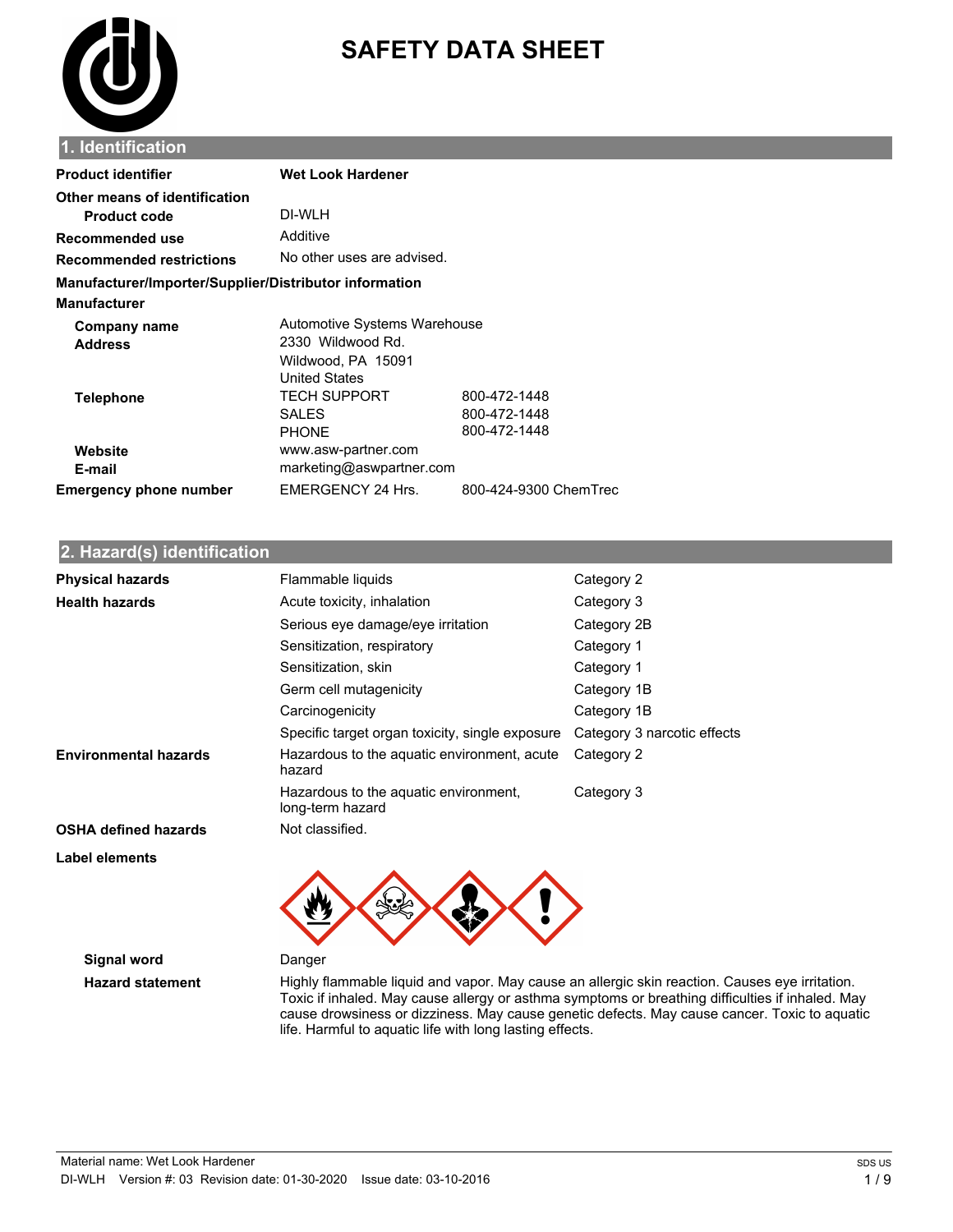# SAFETY DATA SHEET

## 1. Identification

| | | |
|---|---|---|
| **Product identifier** | **Wet Look Hardener** | |
| **Other means of identification** | | |
| **Product code** | DI-WLH | |
| **Recommended use** | Additive | |
| **Recommended restrictions** | No other uses are advised. | |

**Manufacturer/Importer/Supplier/Distributor information**

**Manufacturer**

| | | |
|---|---|---|
| **Company name** | Automotive Systems Warehouse | |
| **Address** | 2330 Wildwood Rd.<br>Wildwood, PA 15091<br>United States | |
| **Telephone** | TECH SUPPORT | 800-472-1448 |
| | SALES | 800-472-1448 |
| | PHONE | 800-472-1448 |
| **Website** | www.asw-partner.com | |
| **E-mail** | marketing@aswpartner.com | |
| **Emergency phone number** | EMERGENCY 24 Hrs. | 800-424-9300 ChemTrec |

## 2. Hazard(s) identification

| | | |
|---|---|---|
| **Physical hazards** | Flammable liquids | Category 2 |
| **Health hazards** | Acute toxicity, inhalation | Category 3 |
| | Serious eye damage/eye irritation | Category 2B |
| | Sensitization, respiratory | Category 1 |
| | Sensitization, skin | Category 1 |
| | Germ cell mutagenicity | Category 1B |
| | Carcinogenicity | Category 1B |
| | Specific target organ toxicity, single exposure | Category 3 narcotic effects |
| **Environmental hazards** | Hazardous to the aquatic environment, acute hazard | Category 2 |
| | Hazardous to the aquatic environment, long-term hazard | Category 3 |
| **OSHA defined hazards** | Not classified. | |

**Label elements**

**Signal word** Danger

**Hazard statement** Highly flammable liquid and vapor. May cause an allergic skin reaction. Causes eye irritation. Toxic if inhaled. May cause allergy or asthma symptoms or breathing difficulties if inhaled. May cause drowsiness or dizziness. May cause genetic defects. May cause cancer. Toxic to aquatic life. Harmful to aquatic life with long lasting effects.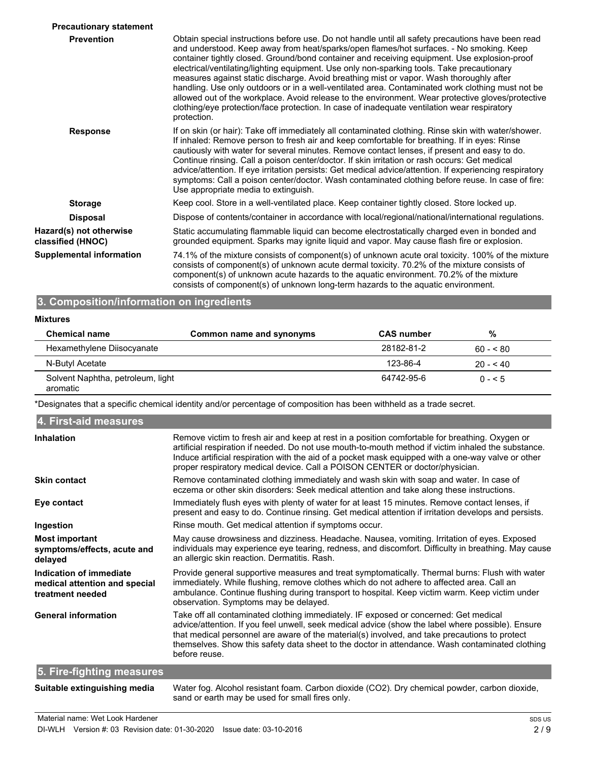**Precautionary statement**

**Prevention**

Obtain special instructions before use. Do not handle until all safety precautions have been read and understood. Keep away from heat/sparks/open flames/hot surfaces. - No smoking. Keep container tightly closed. Ground/bond container and receiving equipment. Use explosion-proof electrical/ventilating/lighting equipment. Use only non-sparking tools. Take precautionary measures against static discharge. Avoid breathing mist or vapor. Wash thoroughly after handling. Use only outdoors or in a well-ventilated area. Contaminated work clothing must not be allowed out of the workplace. Avoid release to the environment. Wear protective gloves/protective clothing/eye protection/face protection. In case of inadequate ventilation wear respiratory protection.

**Response**

If on skin (or hair): Take off immediately all contaminated clothing. Rinse skin with water/shower. If inhaled: Remove person to fresh air and keep comfortable for breathing. If in eyes: Rinse cautiously with water for several minutes. Remove contact lenses, if present and easy to do. Continue rinsing. Call a poison center/doctor. If skin irritation or rash occurs: Get medical advice/attention. If eye irritation persists: Get medical advice/attention. If experiencing respiratory symptoms: Call a poison center/doctor. Wash contaminated clothing before reuse. In case of fire: Use appropriate media to extinguish.

**Storage**

Keep cool. Store in a well-ventilated place. Keep container tightly closed. Store locked up.

**Disposal**

Dispose of contents/container in accordance with local/regional/national/international regulations.

**Hazard(s) not otherwise classified (HNOC)**

Static accumulating flammable liquid can become electrostatically charged even in bonded and grounded equipment. Sparks may ignite liquid and vapor. May cause flash fire or explosion.

**Supplemental information**

74.1% of the mixture consists of component(s) of unknown acute oral toxicity. 100% of the mixture consists of component(s) of unknown acute dermal toxicity. 70.2% of the mixture consists of component(s) of unknown acute hazards to the aquatic environment. 70.2% of the mixture consists of component(s) of unknown long-term hazards to the aquatic environment.

## 3. Composition/information on ingredients

**Mixtures**

| Chemical name | Common name and synonyms | CAS number | % |
|---|---|---|---|
| Hexamethylene Diisocyanate | | 28182-81-2 | 60 - < 80 |
| N-Butyl Acetate | | 123-86-4 | 20 - < 40 |
| Solvent Naphtha, petroleum, light aromatic | | 64742-95-6 | 0 - < 5 |

*Designates that a specific chemical identity and/or percentage of composition has been withheld as a trade secret.

## 4. First-aid measures

**Inhalation**

Remove victim to fresh air and keep at rest in a position comfortable for breathing. Oxygen or artificial respiration if needed. Do not use mouth-to-mouth method if victim inhaled the substance. Induce artificial respiration with the aid of a pocket mask equipped with a one-way valve or other proper respiratory medical device. Call a POISON CENTER or doctor/physician.

**Skin contact**

Remove contaminated clothing immediately and wash skin with soap and water. In case of eczema or other skin disorders: Seek medical attention and take along these instructions.

**Eye contact**

Immediately flush eyes with plenty of water for at least 15 minutes. Remove contact lenses, if present and easy to do. Continue rinsing. Get medical attention if irritation develops and persists.

**Ingestion**

Rinse mouth. Get medical attention if symptoms occur.

**Most important symptoms/effects, acute and delayed**

May cause drowsiness and dizziness. Headache. Nausea, vomiting. Irritation of eyes. Exposed individuals may experience eye tearing, redness, and discomfort. Difficulty in breathing. May cause an allergic skin reaction. Dermatitis. Rash.

**Indication of immediate medical attention and special treatment needed**

Provide general supportive measures and treat symptomatically. Thermal burns: Flush with water immediately. While flushing, remove clothes which do not adhere to affected area. Call an ambulance. Continue flushing during transport to hospital. Keep victim warm. Keep victim under observation. Symptoms may be delayed.

**General information**

Take off all contaminated clothing immediately. IF exposed or concerned: Get medical advice/attention. If you feel unwell, seek medical advice (show the label where possible). Ensure that medical personnel are aware of the material(s) involved, and take precautions to protect themselves. Show this safety data sheet to the doctor in attendance. Wash contaminated clothing before reuse.

## 5. Fire-fighting measures

**Suitable extinguishing media**

Water fog. Alcohol resistant foam. Carbon dioxide ($CO_2$). Dry chemical powder, carbon dioxide, sand or earth may be used for small fires only.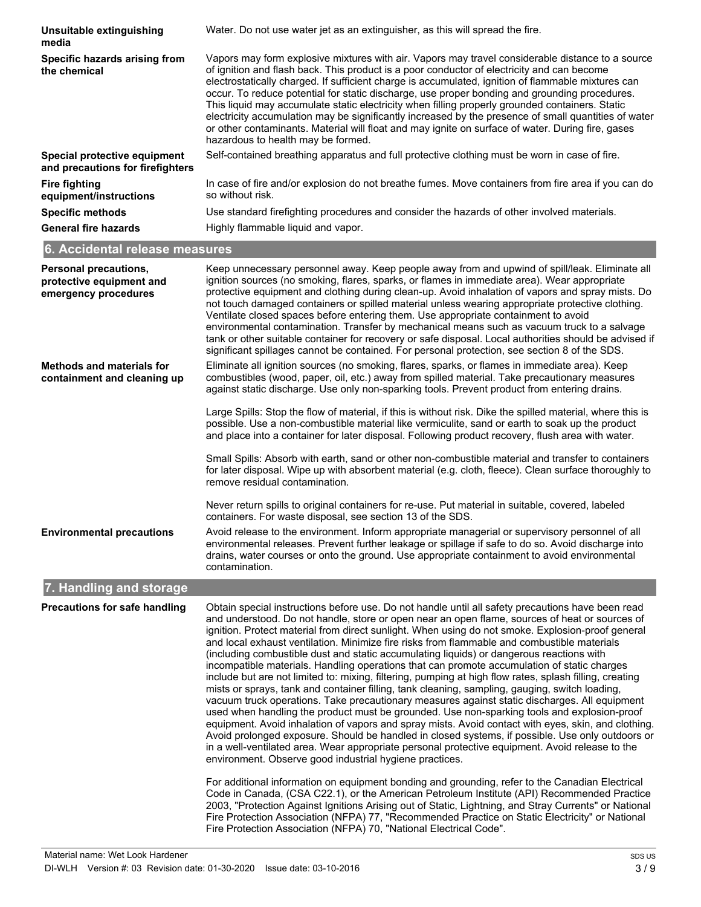| | |
|---|---|
| **Unsuitable extinguishing media** | Water. Do not use water jet as an extinguisher, as this will spread the fire. |
| **Specific hazards arising from the chemical** | Vapors may form explosive mixtures with air. Vapors may travel considerable distance to a source of ignition and flash back. This product is a poor conductor of electricity and can become electrostatically charged. If sufficient charge is accumulated, ignition of flammable mixtures can occur. To reduce potential for static discharge, use proper bonding and grounding procedures. This liquid may accumulate static electricity when filling properly grounded containers. Static electricity accumulation may be significantly increased by the presence of small quantities of water or other contaminants. Material will float and may ignite on surface of water. During fire, gases hazardous to health may be formed. |
| **Special protective equipment and precautions for firefighters** | Self-contained breathing apparatus and full protective clothing must be worn in case of fire. |
| **Fire fighting equipment/instructions** | In case of fire and/or explosion do not breathe fumes. Move containers from fire area if you can do so without risk. |
| **Specific methods** | Use standard firefighting procedures and consider the hazards of other involved materials. |
| **General fire hazards** | Highly flammable liquid and vapor. |

## 6. Accidental release measures

| | |
|---|---|
| **Personal precautions, protective equipment and emergency procedures** | Keep unnecessary personnel away. Keep people away from and upwind of spill/leak. Eliminate all ignition sources (no smoking, flares, sparks, or flames in immediate area). Wear appropriate protective equipment and clothing during clean-up. Avoid inhalation of vapors and spray mists. Do not touch damaged containers or spilled material unless wearing appropriate protective clothing. Ventilate closed spaces before entering them. Use appropriate containment to avoid environmental contamination. Transfer by mechanical means such as vacuum truck to a salvage tank or other suitable container for recovery or safe disposal. Local authorities should be advised if significant spillages cannot be contained. For personal protection, see section 8 of the SDS. |
| **Methods and materials for containment and cleaning up** | Eliminate all ignition sources (no smoking, flares, sparks, or flames in immediate area). Keep combustibles (wood, paper, oil, etc.) away from spilled material. Take precautionary measures against static discharge. Use only non-sparking tools. Prevent product from entering drains.<br><br>Large Spills: Stop the flow of material, if this is without risk. Dike the spilled material, where this is possible. Use a non-combustible material like vermiculite, sand or earth to soak up the product and place into a container for later disposal. Following product recovery, flush area with water.<br><br>Small Spills: Absorb with earth, sand or other non-combustible material and transfer to containers for later disposal. Wipe up with absorbent material (e.g. cloth, fleece). Clean surface thoroughly to remove residual contamination.<br><br>Never return spills to original containers for re-use. Put material in suitable, covered, labeled containers. For waste disposal, see section 13 of the SDS. |
| **Environmental precautions** | Avoid release to the environment. Inform appropriate managerial or supervisory personnel of all environmental releases. Prevent further leakage or spillage if safe to do so. Avoid discharge into drains, water courses or onto the ground. Use appropriate containment to avoid environmental contamination. |

## 7. Handling and storage

| | |
|---|---|
| **Precautions for safe handling** | Obtain special instructions before use. Do not handle until all safety precautions have been read and understood. Do not handle, store or open near an open flame, sources of heat or sources of ignition. Protect material from direct sunlight. When using do not smoke. Explosion-proof general and local exhaust ventilation. Minimize fire risks from flammable and combustible materials (including combustible dust and static accumulating liquids) or dangerous reactions with incompatible materials. Handling operations that can promote accumulation of static charges include but are not limited to: mixing, filtering, pumping at high flow rates, splash filling, creating mists or sprays, tank and container filling, tank cleaning, sampling, gauging, switch loading, vacuum truck operations. Take precautionary measures against static discharges. All equipment used when handling the product must be grounded. Use non-sparking tools and explosion-proof equipment. Avoid inhalation of vapors and spray mists. Avoid contact with eyes, skin, and clothing. Avoid prolonged exposure. Should be handled in closed systems, if possible. Use only outdoors or in a well-ventilated area. Wear appropriate personal protective equipment. Avoid release to the environment. Observe good industrial hygiene practices.<br><br>For additional information on equipment bonding and grounding, refer to the Canadian Electrical Code in Canada, (CSA C22.1), or the American Petroleum Institute (API) Recommended Practice 2003, "Protection Against Ignitions Arising out of Static, Lightning, and Stray Currents" or National Fire Protection Association (NFPA) 77, "Recommended Practice on Static Electricity" or National Fire Protection Association (NFPA) 70, "National Electrical Code". |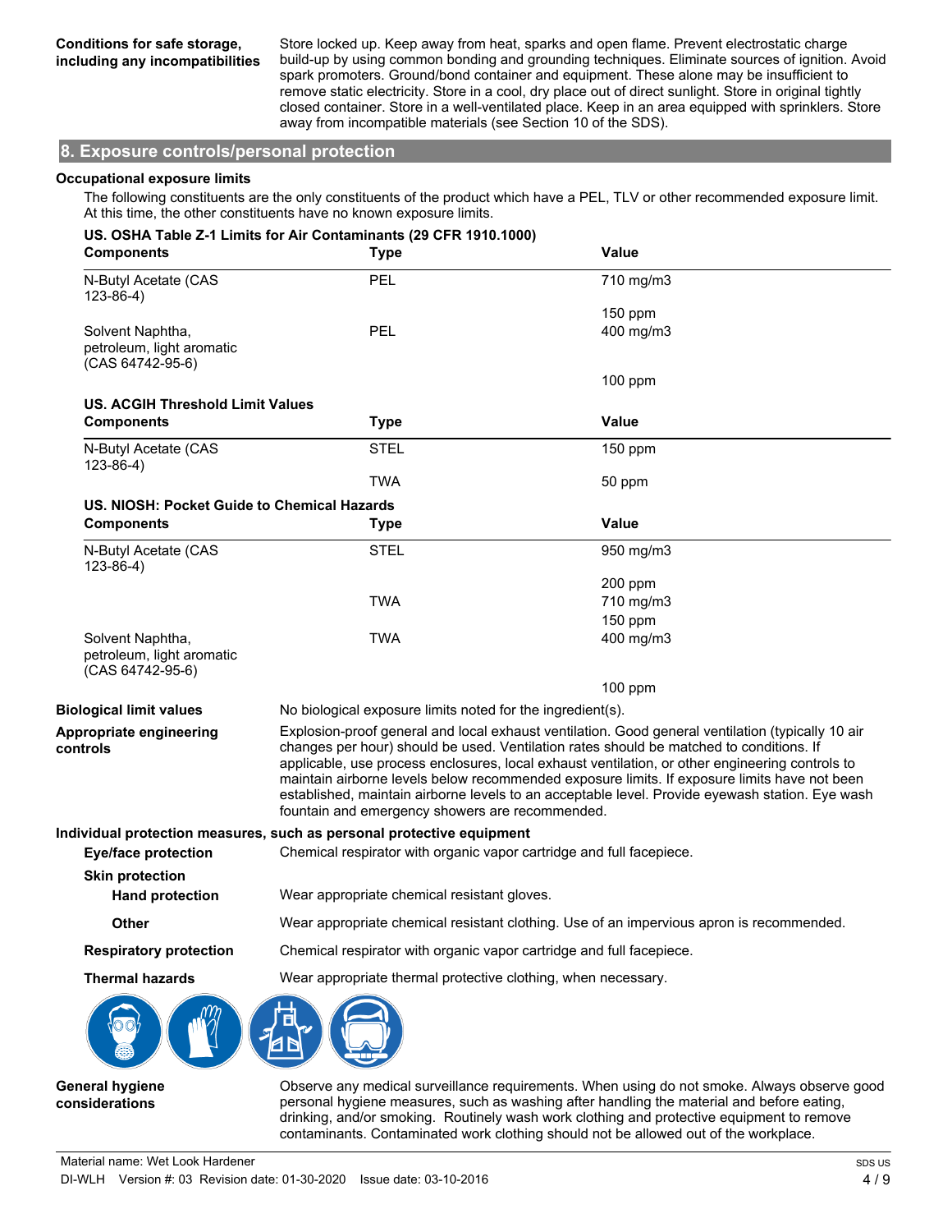**Conditions for safe storage, including any incompatibilities** Store locked up. Keep away from heat, sparks and open flame. Prevent electrostatic charge build-up by using common bonding and grounding techniques. Eliminate sources of ignition. Avoid spark promoters. Ground/bond container and equipment. These alone may be insufficient to remove static electricity. Store in a cool, dry place out of direct sunlight. Store in original tightly closed container. Store in a well-ventilated place. Keep in an area equipped with sprinklers. Store away from incompatible materials (see Section 10 of the SDS).

## 8. Exposure controls/personal protection

**Occupational exposure limits**

The following constituents are the only constituents of the product which have a PEL, TLV or other recommended exposure limit. At this time, the other constituents have no known exposure limits.

**US. OSHA Table Z-1 Limits for Air Contaminants (29 CFR 1910.1000)**

| Components | Type | Value |
|---|---|---|
| N-Butyl Acetate (CAS 123-86-4) | PEL | 710 mg/m3 |
| | | 150 ppm |
| Solvent Naphtha, petroleum, light aromatic (CAS 64742-95-6) | PEL | 400 mg/m3 |
| | | 100 ppm |

**US. ACGIH Threshold Limit Values**

| Components | Type | Value |
|---|---|---|
| N-Butyl Acetate (CAS 123-86-4) | STEL | 150 ppm |
| | TWA | 50 ppm |

**US. NIOSH: Pocket Guide to Chemical Hazards**

| Components | Type | Value |
|---|---|---|
| N-Butyl Acetate (CAS 123-86-4) | STEL | 950 mg/m3 |
| | | 200 ppm |
| | TWA | 710 mg/m3 |
| | | 150 ppm |
| Solvent Naphtha, petroleum, light aromatic (CAS 64742-95-6) | TWA | 400 mg/m3 |
| | | 100 ppm |

**Biological limit values** No biological exposure limits noted for the ingredient(s).

**Appropriate engineering controls** Explosion-proof general and local exhaust ventilation. Good general ventilation (typically 10 air changes per hour) should be used. Ventilation rates should be matched to conditions. If applicable, use process enclosures, local exhaust ventilation, or other engineering controls to maintain airborne levels below recommended exposure limits. If exposure limits have not been established, maintain airborne levels to an acceptable level. Provide eyewash station. Eye wash fountain and emergency showers are recommended.

**Individual protection measures, such as personal protective equipment**

**Eye/face protection** Chemical respirator with organic vapor cartridge and full facepiece.

**Skin protection**

**Hand protection** Wear appropriate chemical resistant gloves.

**Other** Wear appropriate chemical resistant clothing. Use of an impervious apron is recommended.

**Respiratory protection** Chemical respirator with organic vapor cartridge and full facepiece.

**Thermal hazards** Wear appropriate thermal protective clothing, when necessary.

**General hygiene considerations** Observe any medical surveillance requirements. When using do not smoke. Always observe good personal hygiene measures, such as washing after handling the material and before eating, drinking, and/or smoking. Routinely wash work clothing and protective equipment to remove contaminants. Contaminated work clothing should not be allowed out of the workplace.

Material name: Wet Look Hardener

DI-WLH Version #: 03 Revision date: 01-30-2020 Issue date: 03-10-2016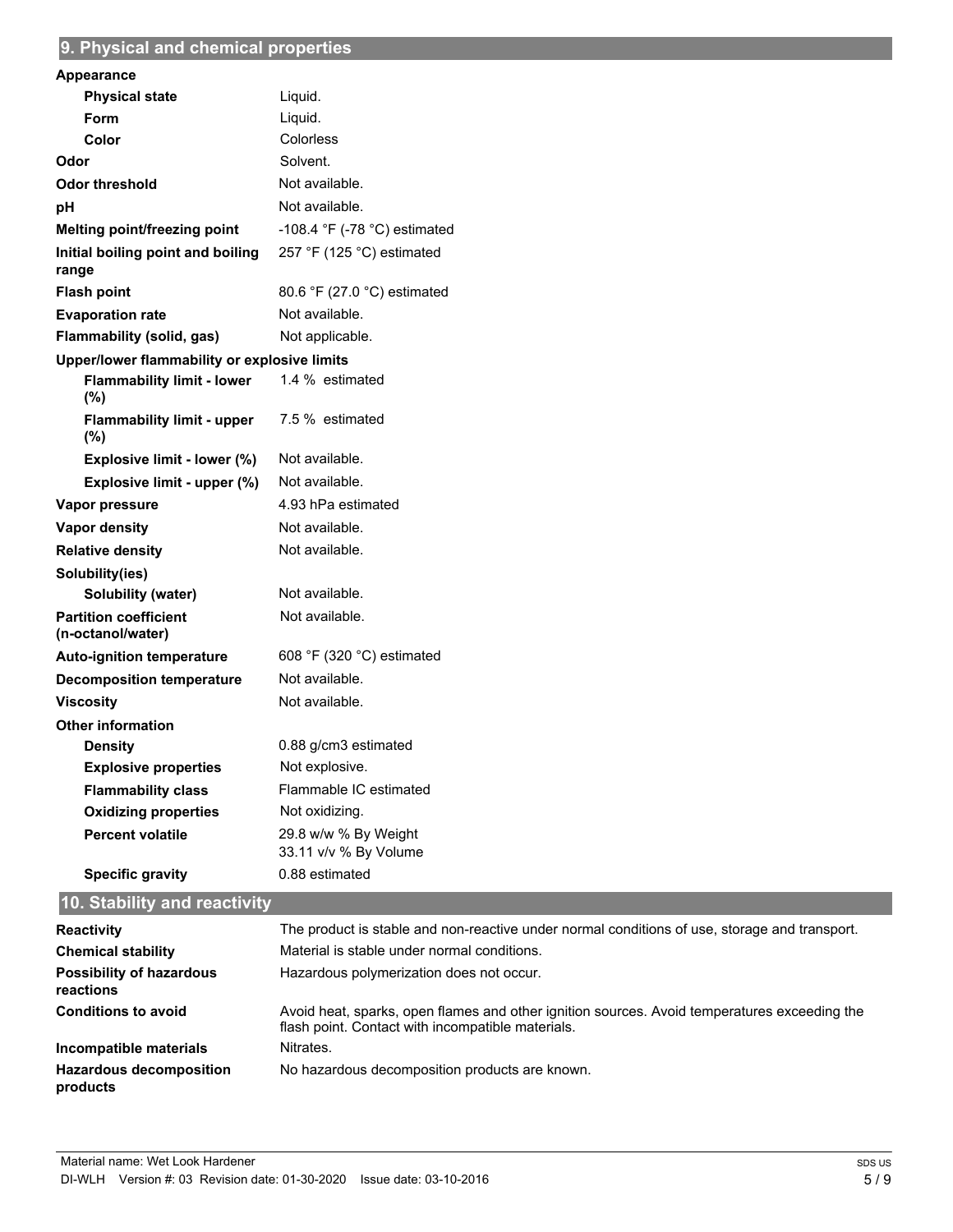## 9. Physical and chemical properties

| | |
|---|---|
| **Appearance** | |
| **Physical state** | Liquid. |
| **Form** | Liquid. |
| **Color** | Colorless |
| **Odor** | Solvent. |
| **Odor threshold** | Not available. |
| **pH** | Not available. |
| **Melting point/freezing point** | -108.4 °F (-78 °C) estimated |
| **Initial boiling point and boiling range** | 257 °F (125 °C) estimated |
| **Flash point** | 80.6 °F (27.0 °C) estimated |
| **Evaporation rate** | Not available. |
| **Flammability (solid, gas)** | Not applicable. |
| **Upper/lower flammability or explosive limits** | |
| **Flammability limit - lower (%)** | 1.4 % estimated |
| **Flammability limit - upper (%)** | 7.5 % estimated |
| **Explosive limit - lower (%)** | Not available. |
| **Explosive limit - upper (%)** | Not available. |
| **Vapor pressure** | 4.93 hPa estimated |
| **Vapor density** | Not available. |
| **Relative density** | Not available. |
| **Solubility(ies)** | |
| **Solubility (water)** | Not available. |
| **Partition coefficient (n-octanol/water)** | Not available. |
| **Auto-ignition temperature** | 608 °F (320 °C) estimated |
| **Decomposition temperature** | Not available. |
| **Viscosity** | Not available. |
| **Other information** | |
| **Density** | 0.88 g/cm3 estimated |
| **Explosive properties** | Not explosive. |
| **Flammability class** | Flammable IC estimated |
| **Oxidizing properties** | Not oxidizing. |
| **Percent volatile** | 29.8 w/w % By Weight<br>33.11 v/v % By Volume |
| **Specific gravity** | 0.88 estimated |

## 10. Stability and reactivity

| | |
|---|---|
| **Reactivity** | The product is stable and non-reactive under normal conditions of use, storage and transport. |
| **Chemical stability** | Material is stable under normal conditions. |
| **Possibility of hazardous reactions** | Hazardous polymerization does not occur. |
| **Conditions to avoid** | Avoid heat, sparks, open flames and other ignition sources. Avoid temperatures exceeding the flash point. Contact with incompatible materials. |
| **Incompatible materials** | Nitrates. |
| **Hazardous decomposition products** | No hazardous decomposition products are known. |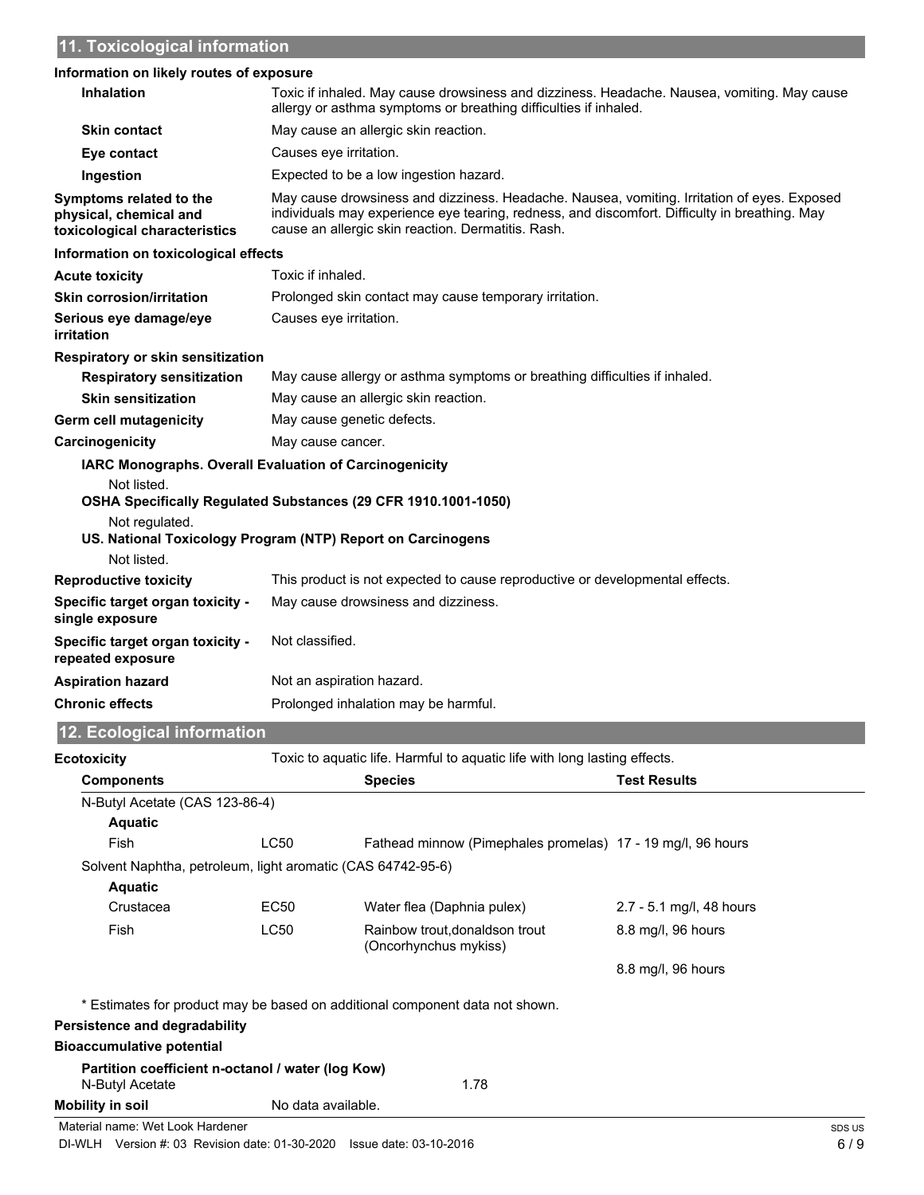## 11. Toxicological information

### Information on likely routes of exposure

**Inhalation** Toxic if inhaled. May cause drowsiness and dizziness. Headache. Nausea, vomiting. May cause allergy or asthma symptoms or breathing difficulties if inhaled.

**Skin contact** May cause an allergic skin reaction.

**Eye contact** Causes eye irritation.

**Ingestion** Expected to be a low ingestion hazard.

**Symptoms related to the physical, chemical and toxicological characteristics** May cause drowsiness and dizziness. Headache. Nausea, vomiting. Irritation of eyes. Exposed individuals may experience eye tearing, redness, and discomfort. Difficulty in breathing. May cause an allergic skin reaction. Dermatitis. Rash.

### Information on toxicological effects

**Acute toxicity** Toxic if inhaled.

**Skin corrosion/irritation** Prolonged skin contact may cause temporary irritation.

**Serious eye damage/eye irritation** Causes eye irritation.

**Respiratory or skin sensitization**

**Respiratory sensitization** May cause allergy or asthma symptoms or breathing difficulties if inhaled.

**Skin sensitization** May cause an allergic skin reaction.

**Germ cell mutagenicity** May cause genetic defects.

**Carcinogenicity** May cause cancer.

**IARC Monographs. Overall Evaluation of Carcinogenicity**

Not listed.

**OSHA Specifically Regulated Substances (29 CFR 1910.1001-1050)**

Not regulated.

**US. National Toxicology Program (NTP) Report on Carcinogens**

Not listed.

**Reproductive toxicity** This product is not expected to cause reproductive or developmental effects.

**Specific target organ toxicity - single exposure** May cause drowsiness and dizziness.

**Specific target organ toxicity - repeated exposure** Not classified.

**Aspiration hazard** Not an aspiration hazard.

**Chronic effects** Prolonged inhalation may be harmful.

## 12. Ecological information

**Ecotoxicity** Toxic to aquatic life. Harmful to aquatic life with long lasting effects.

| Components | | Species | Test Results |
|---|---|---|---|
| N-Butyl Acetate (CAS 123-86-4) | | | |
| **Aquatic** | | | |
| Fish | LC50 | Fathead minnow (Pimephales promelas) | 17 - 19 mg/l, 96 hours |
| Solvent Naphtha, petroleum, light aromatic (CAS 64742-95-6) | | | |
| **Aquatic** | | | |
| Crustacea | EC50 | Water flea (Daphnia pulex) | 2.7 - 5.1 mg/l, 48 hours |
| Fish | LC50 | Rainbow trout,donaldson trout (Oncorhynchus mykiss) | 8.8 mg/l, 96 hours |
| | | | 8.8 mg/l, 96 hours |

\* Estimates for product may be based on additional component data not shown.

**Persistence and degradability**

**Bioaccumulative potential**

**Partition coefficient n-octanol / water (log Kow)**

N-Butyl Acetate 1.78

**Mobility in soil** No data available.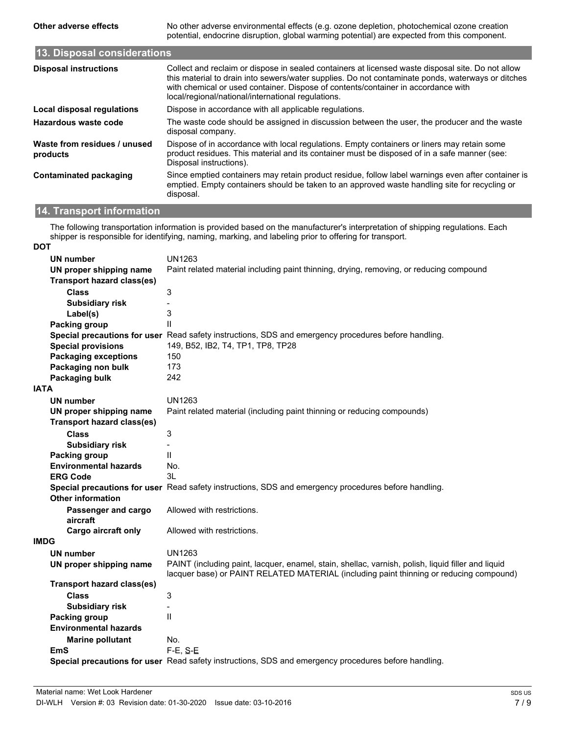| | |
|---|---|
| **Other adverse effects** | No other adverse environmental effects (e.g. ozone depletion, photochemical ozone creation potential, endocrine disruption, global warming potential) are expected from this component. |

## 13. Disposal considerations

| | |
|---|---|
| **Disposal instructions** | Collect and reclaim or dispose in sealed containers at licensed waste disposal site. Do not allow this material to drain into sewers/water supplies. Do not contaminate ponds, waterways or ditches with chemical or used container. Dispose of contents/container in accordance with local/regional/national/international regulations. |
| **Local disposal regulations** | Dispose in accordance with all applicable regulations. |
| **Hazardous waste code** | The waste code should be assigned in discussion between the user, the producer and the waste disposal company. |
| **Waste from residues / unused products** | Dispose of in accordance with local regulations. Empty containers or liners may retain some product residues. This material and its container must be disposed of in a safe manner (see: Disposal instructions). |
| **Contaminated packaging** | Since emptied containers may retain product residue, follow label warnings even after container is emptied. Empty containers should be taken to an approved waste handling site for recycling or disposal. |

## 14. Transport information

The following transportation information is provided based on the manufacturer's interpretation of shipping regulations. Each shipper is responsible for identifying, naming, marking, and labeling prior to offering for transport.

**DOT**

| | |
|---|---|
| **UN number** | UN1263 |
| **UN proper shipping name** | Paint related material including paint thinning, drying, removing, or reducing compound |
| **Transport hazard class(es)** | |
| **Class** | 3 |
| **Subsidiary risk** | - |
| **Label(s)** | 3 |
| **Packing group** | II |
| **Special precautions for user** | Read safety instructions, SDS and emergency procedures before handling. |
| **Special provisions** | 149, B52, IB2, T4, TP1, TP8, TP28 |
| **Packaging exceptions** | 150 |
| **Packaging non bulk** | 173 |
| **Packaging bulk** | 242 |

**IATA**

| | |
|---|---|
| **UN number** | UN1263 |
| **UN proper shipping name** | Paint related material (including paint thinning or reducing compounds) |
| **Transport hazard class(es)** | |
| **Class** | 3 |
| **Subsidiary risk** | - |
| **Packing group** | II |
| **Environmental hazards** | No. |
| **ERG Code** | 3L |
| **Special precautions for user** | Read safety instructions, SDS and emergency procedures before handling. |
| **Other information** | |
| **Passenger and cargo aircraft** | Allowed with restrictions. |
| **Cargo aircraft only** | Allowed with restrictions. |

**IMDG**

| | |
|---|---|
| **UN number** | UN1263 |
| **UN proper shipping name** | PAINT (including paint, lacquer, enamel, stain, shellac, varnish, polish, liquid filler and liquid lacquer base) or PAINT RELATED MATERIAL (including paint thinning or reducing compound) |
| **Transport hazard class(es)** | |
| **Class** | 3 |
| **Subsidiary risk** | - |
| **Packing group** | II |
| **Environmental hazards** | |
| **Marine pollutant** | No. |
| **EmS** | F-E, S-E |
| **Special precautions for user** | Read safety instructions, SDS and emergency procedures before handling. |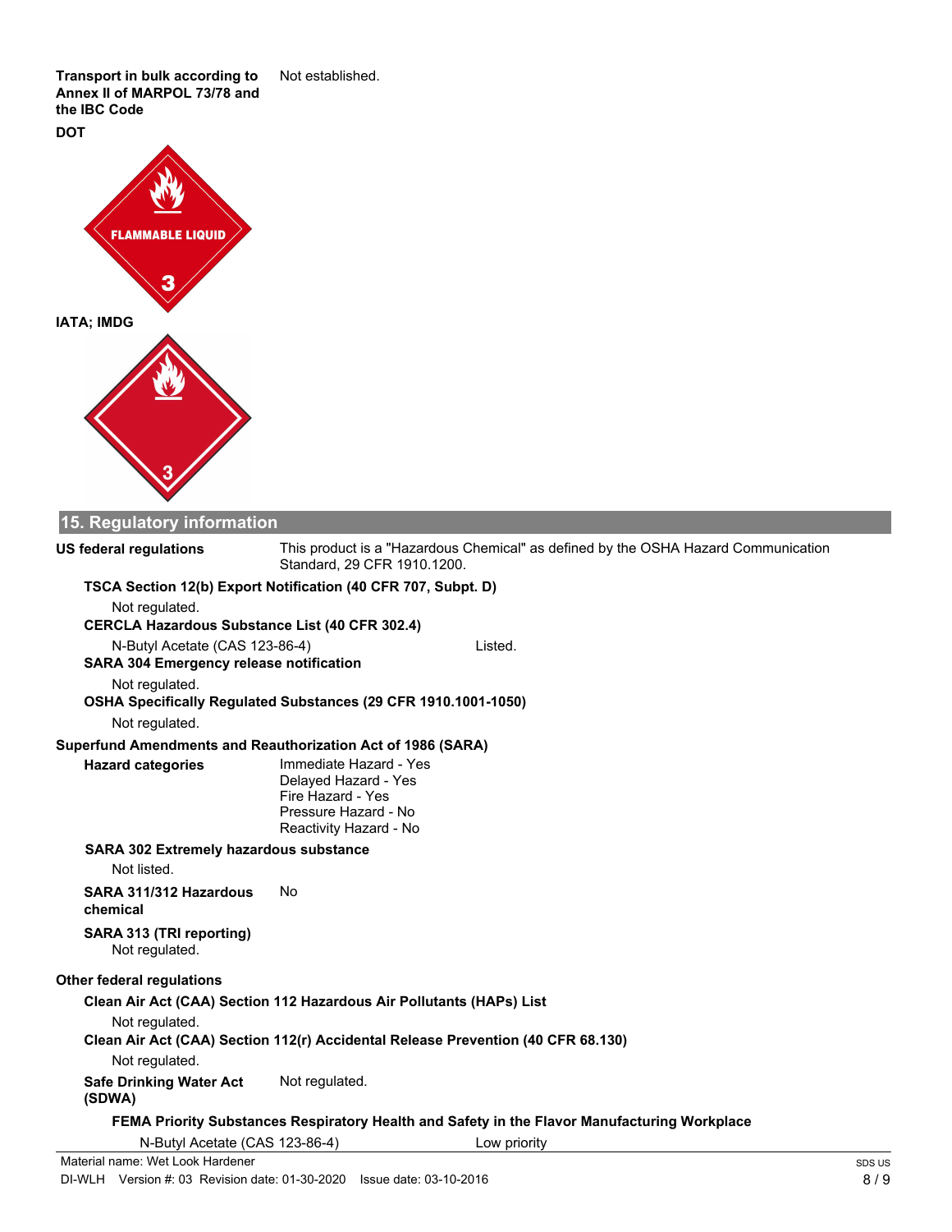**Transport in bulk according to Annex II of MARPOL 73/78 and the IBC Code** Not established.

**DOT**

**IATA; IMDG**

## 15. Regulatory information

**US federal regulations** This product is a "Hazardous Chemical" as defined by the OSHA Hazard Communication Standard, 29 CFR 1910.1200.

**TSCA Section 12(b) Export Notification (40 CFR 707, Subpt. D)**

Not regulated.

**CERCLA Hazardous Substance List (40 CFR 302.4)**

| | |
|---|---|
| N-Butyl Acetate (CAS 123-86-4) | Listed. |

**SARA 304 Emergency release notification**

Not regulated.

**OSHA Specifically Regulated Substances (29 CFR 1910.1001-1050)**

Not regulated.

**Superfund Amendments and Reauthorization Act of 1986 (SARA)**

**Hazard categories**
- Immediate Hazard - Yes
- Delayed Hazard - Yes
- Fire Hazard - Yes
- Pressure Hazard - No
- Reactivity Hazard - No

**SARA 302 Extremely hazardous substance**

Not listed.

**SARA 311/312 Hazardous chemical** No

**SARA 313 (TRI reporting)**

Not regulated.

**Other federal regulations**

**Clean Air Act (CAA) Section 112 Hazardous Air Pollutants (HAPs) List**

Not regulated.

**Clean Air Act (CAA) Section 112(r) Accidental Release Prevention (40 CFR 68.130)**

Not regulated.

**Safe Drinking Water Act (SDWA)** Not regulated.

**FEMA Priority Substances Respiratory Health and Safety in the Flavor Manufacturing Workplace**

| | |
|---|---|
| N-Butyl Acetate (CAS 123-86-4) | Low priority |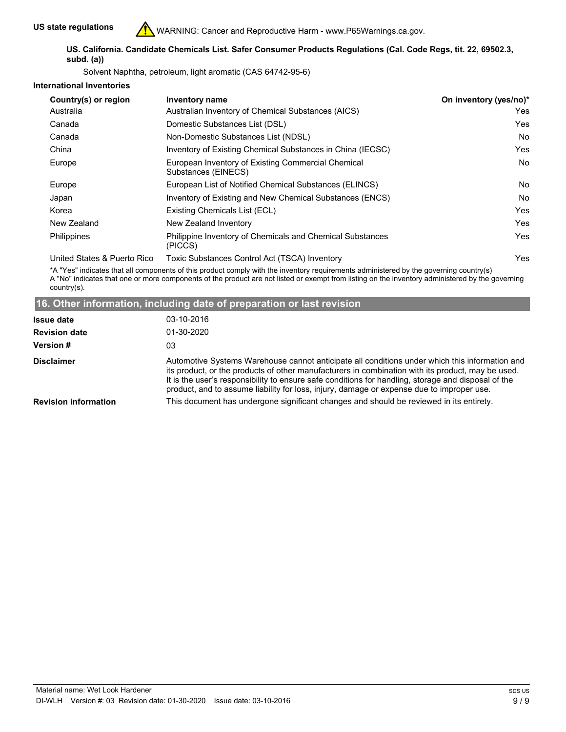**US state regulations** WARNING: Cancer and Reproductive Harm - www.P65Warnings.ca.gov.

**US. California. Candidate Chemicals List. Safer Consumer Products Regulations (Cal. Code Regs, tit. 22, 69502.3, subd. (a))**

Solvent Naphtha, petroleum, light aromatic (CAS 64742-95-6)

**International Inventories**

| Country(s) or region | Inventory name | On inventory (yes/no)* |
|---|---|---|
| Australia | Australian Inventory of Chemical Substances (AICS) | Yes |
| Canada | Domestic Substances List (DSL) | Yes |
| Canada | Non-Domestic Substances List (NDSL) | No |
| China | Inventory of Existing Chemical Substances in China (IECSC) | Yes |
| Europe | European Inventory of Existing Commercial Chemical Substances (EINECS) | No |
| Europe | European List of Notified Chemical Substances (ELINCS) | No |
| Japan | Inventory of Existing and New Chemical Substances (ENCS) | No |
| Korea | Existing Chemicals List (ECL) | Yes |
| New Zealand | New Zealand Inventory | Yes |
| Philippines | Philippine Inventory of Chemicals and Chemical Substances (PICCS) | Yes |
| United States & Puerto Rico | Toxic Substances Control Act (TSCA) Inventory | Yes |

*A "Yes" indicates that all components of this product comply with the inventory requirements administered by the governing country(s)
A "No" indicates that one or more components of the product are not listed or exempt from listing on the inventory administered by the governing country(s).

## 16. Other information, including date of preparation or last revision

**Issue date** 03-10-2016

**Revision date** 01-30-2020

**Version #** 03

**Disclaimer** Automotive Systems Warehouse cannot anticipate all conditions under which this information and its product, or the products of other manufacturers in combination with its product, may be used. It is the user's responsibility to ensure safe conditions for handling, storage and disposal of the product, and to assume liability for loss, injury, damage or expense due to improper use.

**Revision information** This document has undergone significant changes and should be reviewed in its entirety.